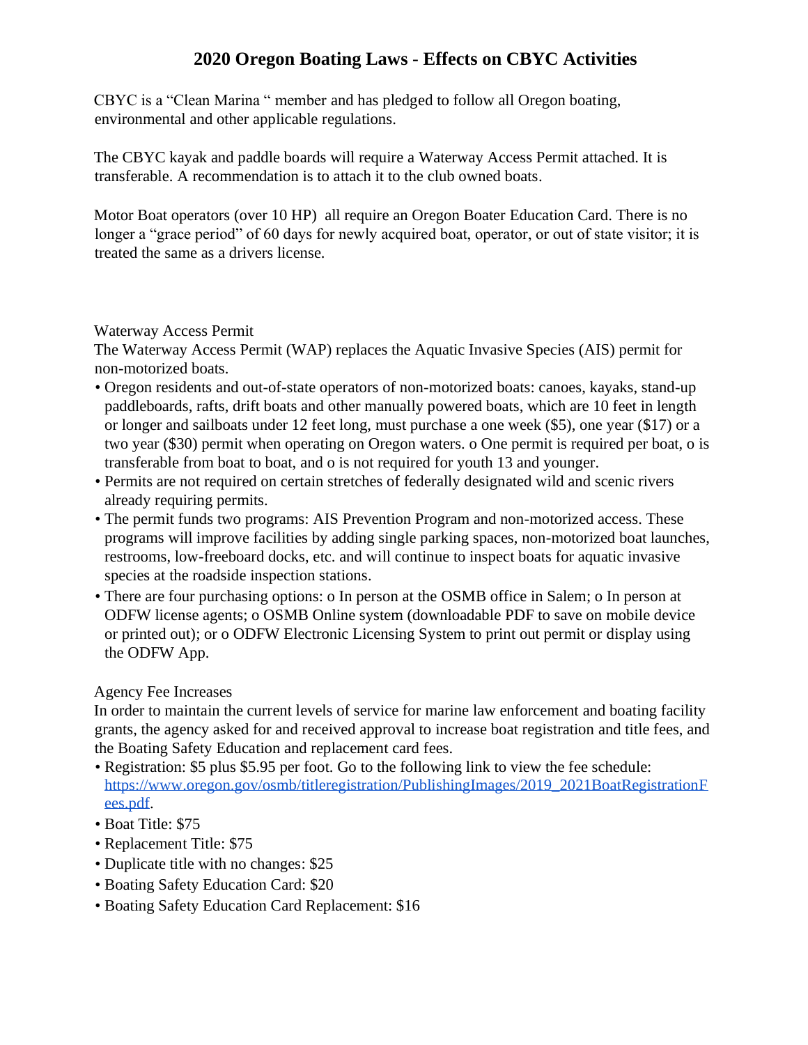# 2020 Oregon Boating Laws - Effects on CBYC Activities

CBYC is a "Clean Marina " member and has pledged to follow all Oregon boating, environmental and other applicable regulations.

The CBYC kayak and paddle boards will require a Waterway Access Permit attached. It is transferable. A recommendation is to attach it to the club owned boats.

Motor Boat operators (over 10 HP) all require an Oregon Boater Education Card. There is no longer a "grace period" of 60 days for newly acquired boat, operator, or out of state visitor; it is treated the same as a drivers license.

Waterway Access Permit

The Waterway Access Permit (WAP) replaces the Aquatic Invasive Species (AIS) permit for non-motorized boats.

- Oregon residents and out-of-state operators of non-motorized boats: canoes, kayaks, stand-up paddleboards, rafts, drift boats and other manually powered boats, which are 10 feet in length or longer and sailboats under 12 feet long, must purchase a one week ($5), one year ($17) or a two year ($30) permit when operating on Oregon waters. o One permit is required per boat, o is transferable from boat to boat, and o is not required for youth 13 and younger.
- Permits are not required on certain stretches of federally designated wild and scenic rivers already requiring permits.
- The permit funds two programs: AIS Prevention Program and non-motorized access. These programs will improve facilities by adding single parking spaces, non-motorized boat launches, restrooms, low-freeboard docks, etc. and will continue to inspect boats for aquatic invasive species at the roadside inspection stations.
- There are four purchasing options: o In person at the OSMB office in Salem; o In person at ODFW license agents; o OSMB Online system (downloadable PDF to save on mobile device or printed out); or o ODFW Electronic Licensing System to print out permit or display using the ODFW App.

Agency Fee Increases

In order to maintain the current levels of service for marine law enforcement and boating facility grants, the agency asked for and received approval to increase boat registration and title fees, and the Boating Safety Education and replacement card fees.

- Registration: $5 plus $5.95 per foot. Go to the following link to view the fee schedule: [https://www.oregon.gov/osmb/titleregistration/PublishingImages/2019_2021BoatRegistrationFees.pdf](https://www.oregon.gov/osmb/titleregistration/PublishingImages/2019_2021BoatRegistrationFees.pdf).
- Boat Title: $75
- Replacement Title: $75
- Duplicate title with no changes: $25
- Boating Safety Education Card: $20
- Boating Safety Education Card Replacement: $16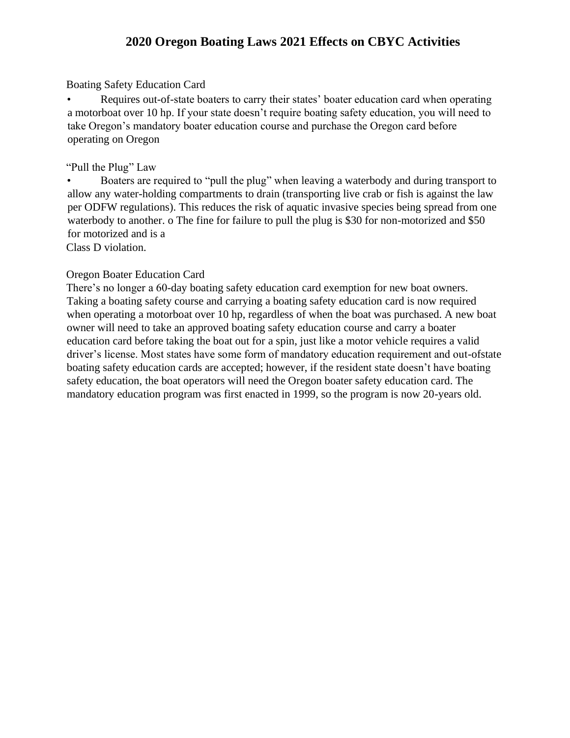# 2020 Oregon Boating Laws 2021 Effects on CBYC Activities

Boating Safety Education Card

- Requires out-of-state boaters to carry their states' boater education card when operating a motorboat over 10 hp. If your state doesn't require boating safety education, you will need to take Oregon's mandatory boater education course and purchase the Oregon card before operating on Oregon

"Pull the Plug" Law

- Boaters are required to "pull the plug" when leaving a waterbody and during transport to allow any water-holding compartments to drain (transporting live crab or fish is against the law per ODFW regulations). This reduces the risk of aquatic invasive species being spread from one waterbody to another. o The fine for failure to pull the plug is $30 for non-motorized and $50 for motorized and is a Class D violation.

Oregon Boater Education Card

There's no longer a 60-day boating safety education card exemption for new boat owners. Taking a boating safety course and carrying a boating safety education card is now required when operating a motorboat over 10 hp, regardless of when the boat was purchased. A new boat owner will need to take an approved boating safety education course and carry a boater education card before taking the boat out for a spin, just like a motor vehicle requires a valid driver's license. Most states have some form of mandatory education requirement and out-ofstate boating safety education cards are accepted; however, if the resident state doesn't have boating safety education, the boat operators will need the Oregon boater safety education card. The mandatory education program was first enacted in 1999, so the program is now 20-years old.